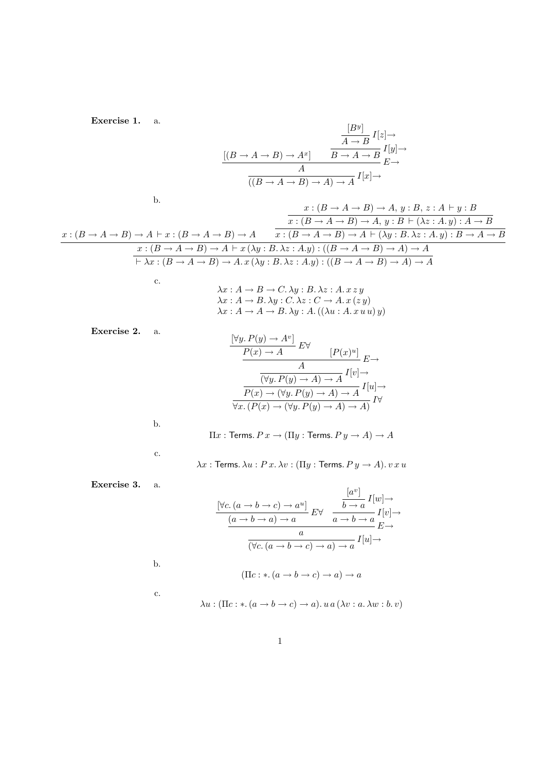**Exercise 1.** a.

$$
\dfrac{[(B \to A \to B) \to A^x] \qquad \dfrac{\dfrac{[B^y]}{A \to B}\, I[z]{\to}}{B \to A \to B}\, I[y]{\to}}{\dfrac{A}{((B \to A \to B) \to A) \to A}\, I[x]{\to}}\, E{\to}
$$

b.

$$
\dfrac{\dfrac{x : (B \to A \to B) \to A \vdash x : (B \to A \to B) \to A \qquad \dfrac{\dfrac{x : (B \to A \to B) \to A,\, y : B,\, z : A \vdash y : B}{x : (B \to A \to B) \to A,\, y : B \vdash (\lambda z : A.\, y) : A \to B}}{x : (B \to A \to B) \to A \vdash (\lambda y : B.\, \lambda z : A.\, y) : B \to A \to B}}{x : (B \to A \to B) \to A \vdash x\, (\lambda y : B.\, \lambda z : A. y) : ((B \to A \to B) \to A) \to A}}{\vdash \lambda x : (B \to A \to B) \to A.\, x\, (\lambda y : B.\, \lambda z : A. y) : ((B \to A \to B) \to A) \to A}
$$

c.

$$
\begin{array}{l}
\lambda x : A \to B \to C.\, \lambda y : B.\, \lambda z : A.\, x\, z\, y \\
\lambda x : A \to B.\, \lambda y : C.\, \lambda z : C \to A.\, x\, (z\, y) \\
\lambda x : A \to A \to B.\, \lambda y : A.\, ((\lambda u : A.\, x\, u\, u)\, y)
\end{array}
$$

**Exercise 2.** a.

$$
\dfrac{\dfrac{\dfrac{\dfrac{\dfrac{[\forall y.\, P(y) \to A^v]}{P(x) \to A}\, E\forall \qquad [P(x)^u]}{A}\, E{\to}}{(\forall y.\, P(y) \to A) \to A}\, I[v]{\to}}{P(x) \to (\forall y.\, P(y) \to A) \to A}\, I[u]{\to}}{\forall x.\, (P(x) \to (\forall y.\, P(y) \to A) \to A)}\, I\forall
$$

b.

$$
\Pi x : \mathsf{Terms}.\, P\, x \to (\Pi y : \mathsf{Terms}.\, P\, y \to A) \to A
$$

c.

$$
\lambda x : \mathsf{Terms}.\, \lambda u : P\, x.\, \lambda v : (\Pi y : \mathsf{Terms}.\, P\, y \to A).\, v\, x\, u
$$

**Exercise 3.** a.

$$
\dfrac{\dfrac{\dfrac{[\forall c.\, (a \to b \to c) \to a^u]}{(a \to b \to a) \to a}\, E\forall \qquad \dfrac{\dfrac{[a^v]}{b \to a}\, I[w]{\to}}{a \to b \to a}\, I[v]{\to}}{a}\, E{\to}}{(\forall c.\, (a \to b \to c) \to a) \to a}\, I[u]{\to}
$$

b.

$$
(\Pi c : *.\, (a \to b \to c) \to a) \to a
$$

c.

$$
\lambda u : (\Pi c : *.\, (a \to b \to c) \to a).\, u\, a\, (\lambda v : a.\, \lambda w : b.\, v)
$$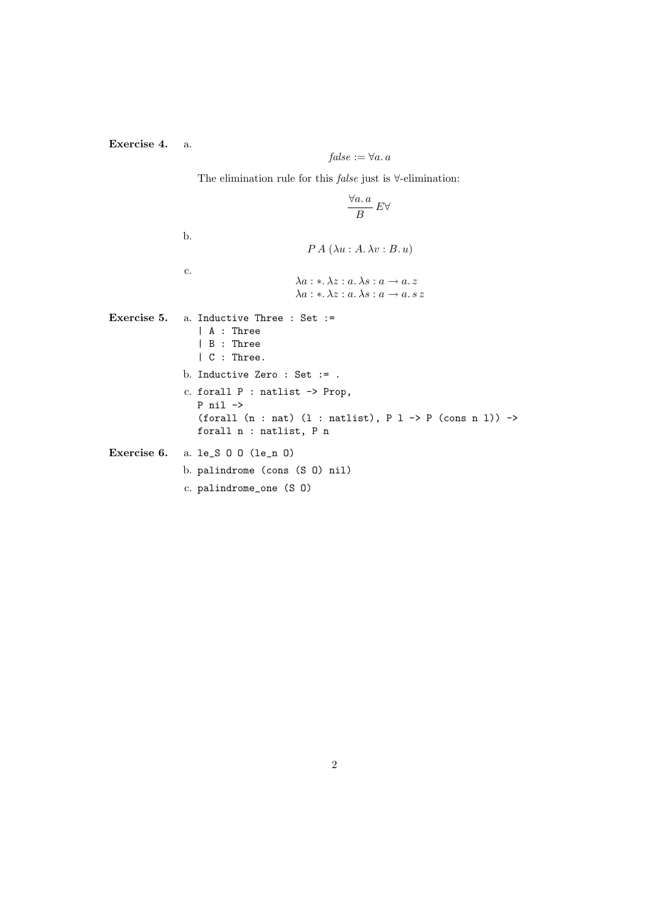**Exercise 4.** a.

$$false := \forall a.\, a$$

The elimination rule for this *false* just is ∀-elimination:

$$\frac{\forall a.\, a}{B}\, E\forall$$

b.

$$P\ A\ (\lambda u : A.\, \lambda v : B.\, u)$$

c.

$$\lambda a : *.\, \lambda z : a.\, \lambda s : a \to a.\, z$$
$$\lambda a : *.\, \lambda z : a.\, \lambda s : a \to a.\, s\, z$$

**Exercise 5.** a.

```
Inductive Three : Set :=
| A : Three
| B : Three
| C : Three.
```

b.

```
Inductive Zero : Set := .
```

c.

```
forall P : natlist -> Prop,
P nil ->
(forall (n : nat) (l : natlist), P l -> P (cons n l)) ->
forall n : natlist, P n
```

**Exercise 6.** a. `le_S O O (le_n O)`

b. `palindrome (cons (S O) nil)`

c. `palindrome_one (S O)`